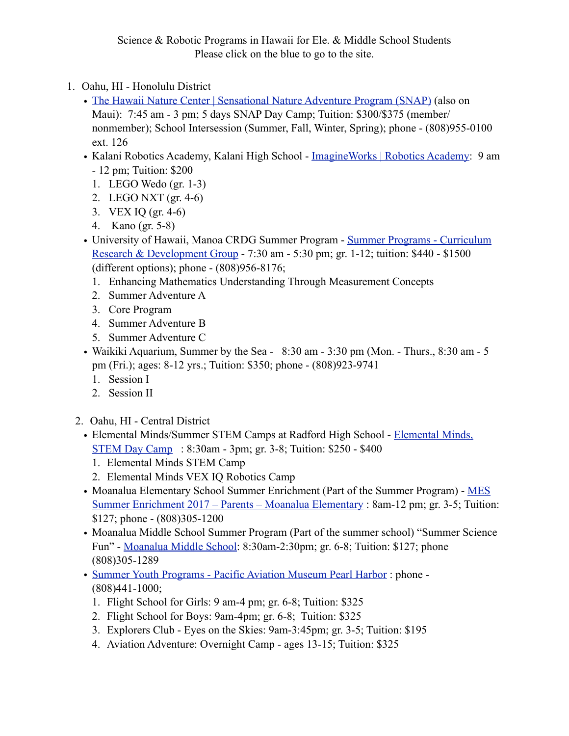Science & Robotic Programs in Hawaii for Ele. & Middle School Students
Please click on the blue to go to the site.

1. Oahu, HI - Honolulu District
   - The Hawaii Nature Center | Sensational Nature Adventure Program (SNAP) (also on Maui): 7:45 am - 3 pm; 5 days SNAP Day Camp; Tuition: $300/$375 (member/nonmember); School Intersession (Summer, Fall, Winter, Spring); phone - (808)955-0100 ext. 126
   - Kalani Robotics Academy, Kalani High School - ImagineWorks | Robotics Academy: 9 am - 12 pm; Tuition: $200
     1. LEGO Wedo (gr. 1-3)
     2. LEGO NXT (gr. 4-6)
     3. VEX IQ (gr. 4-6)
     4. Kano (gr. 5-8)
   - University of Hawaii, Manoa CRDG Summer Program - Summer Programs - Curriculum Research & Development Group - 7:30 am - 5:30 pm; gr. 1-12; tuition: $440 - $1500 (different options); phone - (808)956-8176;
     1. Enhancing Mathematics Understanding Through Measurement Concepts
     2. Summer Adventure A
     3. Core Program
     4. Summer Adventure B
     5. Summer Adventure C
   - Waikiki Aquarium, Summer by the Sea - 8:30 am - 3:30 pm (Mon. - Thurs., 8:30 am - 5 pm (Fri.); ages: 8-12 yrs.; Tuition: $350; phone - (808)923-9741
     1. Session I
     2. Session II

2. Oahu, HI - Central District
   - Elemental Minds/Summer STEM Camps at Radford High School - Elemental Minds, STEM Day Camp : 8:30am - 3pm; gr. 3-8; Tuition: $250 - $400
     1. Elemental Minds STEM Camp
     2. Elemental Minds VEX IQ Robotics Camp
   - Moanalua Elementary School Summer Enrichment (Part of the Summer Program) - MES Summer Enrichment 2017 – Parents – Moanalua Elementary : 8am-12 pm; gr. 3-5; Tuition: $127; phone - (808)305-1200
   - Moanalua Middle School Summer Program (Part of the summer school) "Summer Science Fun" - Moanalua Middle School: 8:30am-2:30pm; gr. 6-8; Tuition: $127; phone (808)305-1289
   - Summer Youth Programs - Pacific Aviation Museum Pearl Harbor : phone - (808)441-1000;
     1. Flight School for Girls: 9 am-4 pm; gr. 6-8; Tuition: $325
     2. Flight School for Boys: 9am-4pm; gr. 6-8; Tuition: $325
     3. Explorers Club - Eyes on the Skies: 9am-3:45pm; gr. 3-5; Tuition: $195
     4. Aviation Adventure: Overnight Camp - ages 13-15; Tuition: $325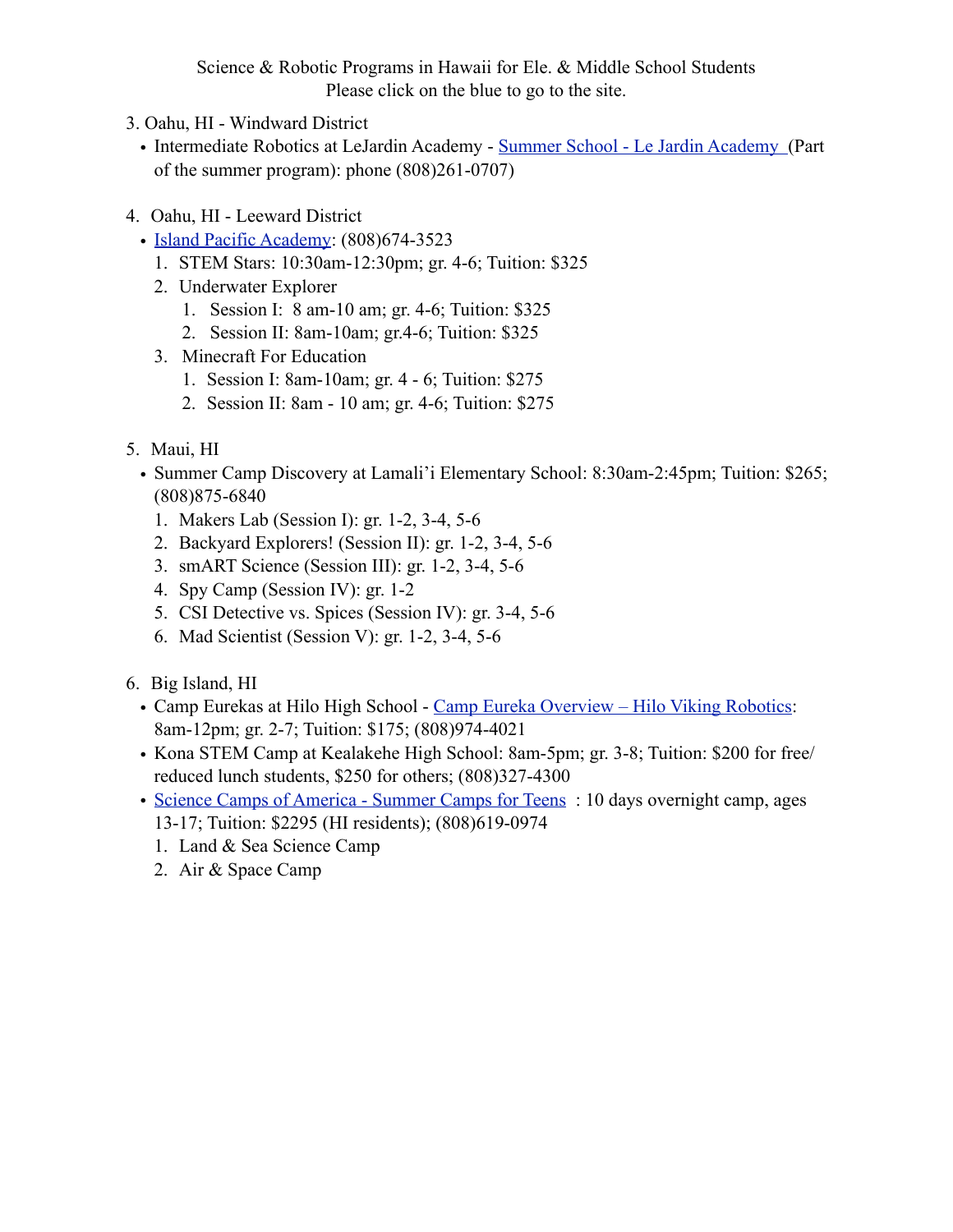Science & Robotic Programs in Hawaii for Ele. & Middle School Students
Please click on the blue to go to the site.

3. Oahu, HI - Windward District
   - Intermediate Robotics at LeJardin Academy - Summer School - Le Jardin Academy (Part of the summer program): phone (808)261-0707)

4. Oahu, HI - Leeward District
   - Island Pacific Academy: (808)674-3523
     1. STEM Stars: 10:30am-12:30pm; gr. 4-6; Tuition: $325
     2. Underwater Explorer
        1. Session I: 8 am-10 am; gr. 4-6; Tuition: $325
        2. Session II: 8am-10am; gr.4-6; Tuition: $325
     3. Minecraft For Education
        1. Session I: 8am-10am; gr. 4 - 6; Tuition: $275
        2. Session II: 8am - 10 am; gr. 4-6; Tuition: $275

5. Maui, HI
   - Summer Camp Discovery at Lamali'i Elementary School: 8:30am-2:45pm; Tuition: $265; (808)875-6840
     1. Makers Lab (Session I): gr. 1-2, 3-4, 5-6
     2. Backyard Explorers! (Session II): gr. 1-2, 3-4, 5-6
     3. smART Science (Session III): gr. 1-2, 3-4, 5-6
     4. Spy Camp (Session IV): gr. 1-2
     5. CSI Detective vs. Spices (Session IV): gr. 3-4, 5-6
     6. Mad Scientist (Session V): gr. 1-2, 3-4, 5-6

6. Big Island, HI
   - Camp Eurekas at Hilo High School - Camp Eureka Overview – Hilo Viking Robotics: 8am-12pm; gr. 2-7; Tuition: $175; (808)974-4021
   - Kona STEM Camp at Kealakehe High School: 8am-5pm; gr. 3-8; Tuition: $200 for free/ reduced lunch students, $250 for others; (808)327-4300
   - Science Camps of America - Summer Camps for Teens : 10 days overnight camp, ages 13-17; Tuition: $2295 (HI residents); (808)619-0974
     1. Land & Sea Science Camp
     2. Air & Space Camp